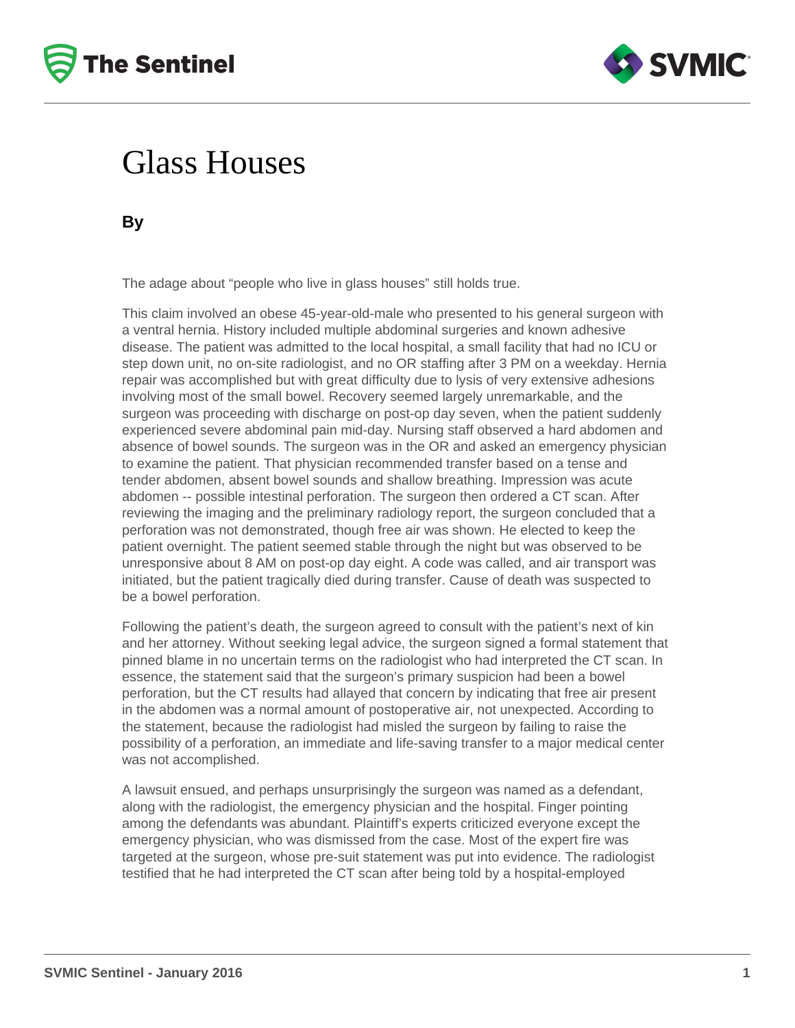# Glass Houses

**By**

The adage about "people who live in glass houses" still holds true.

This claim involved an obese 45-year-old-male who presented to his general surgeon with a ventral hernia. History included multiple abdominal surgeries and known adhesive disease. The patient was admitted to the local hospital, a small facility that had no ICU or step down unit, no on-site radiologist, and no OR staffing after 3 PM on a weekday. Hernia repair was accomplished but with great difficulty due to lysis of very extensive adhesions involving most of the small bowel. Recovery seemed largely unremarkable, and the surgeon was proceeding with discharge on post-op day seven, when the patient suddenly experienced severe abdominal pain mid-day. Nursing staff observed a hard abdomen and absence of bowel sounds. The surgeon was in the OR and asked an emergency physician to examine the patient. That physician recommended transfer based on a tense and tender abdomen, absent bowel sounds and shallow breathing. Impression was acute abdomen -- possible intestinal perforation. The surgeon then ordered a CT scan. After reviewing the imaging and the preliminary radiology report, the surgeon concluded that a perforation was not demonstrated, though free air was shown. He elected to keep the patient overnight. The patient seemed stable through the night but was observed to be unresponsive about 8 AM on post-op day eight. A code was called, and air transport was initiated, but the patient tragically died during transfer. Cause of death was suspected to be a bowel perforation.

Following the patient's death, the surgeon agreed to consult with the patient's next of kin and her attorney. Without seeking legal advice, the surgeon signed a formal statement that pinned blame in no uncertain terms on the radiologist who had interpreted the CT scan. In essence, the statement said that the surgeon's primary suspicion had been a bowel perforation, but the CT results had allayed that concern by indicating that free air present in the abdomen was a normal amount of postoperative air, not unexpected. According to the statement, because the radiologist had misled the surgeon by failing to raise the possibility of a perforation, an immediate and life-saving transfer to a major medical center was not accomplished.

A lawsuit ensued, and perhaps unsurprisingly the surgeon was named as a defendant, along with the radiologist, the emergency physician and the hospital. Finger pointing among the defendants was abundant. Plaintiff's experts criticized everyone except the emergency physician, who was dismissed from the case. Most of the expert fire was targeted at the surgeon, whose pre-suit statement was put into evidence. The radiologist testified that he had interpreted the CT scan after being told by a hospital-employed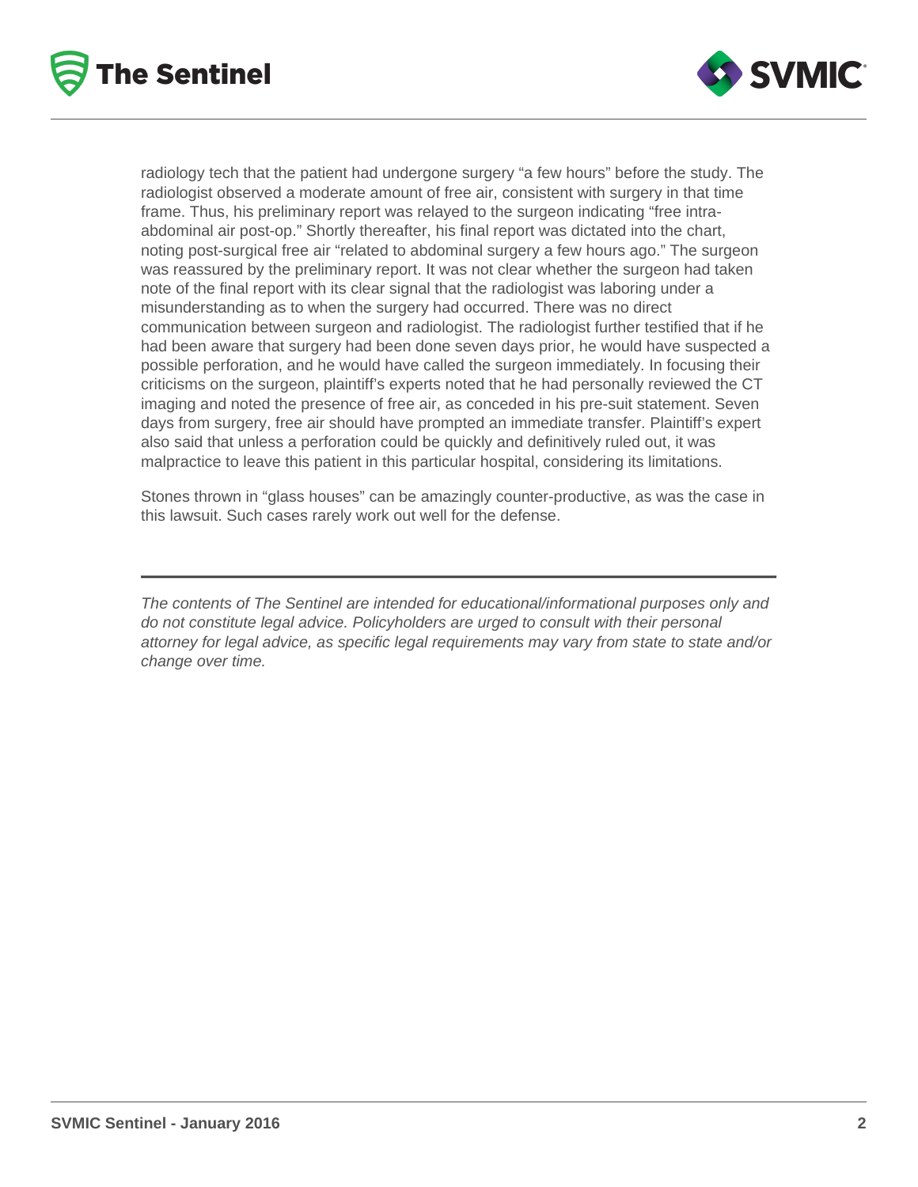radiology tech that the patient had undergone surgery "a few hours" before the study. The radiologist observed a moderate amount of free air, consistent with surgery in that time frame. Thus, his preliminary report was relayed to the surgeon indicating "free intra-abdominal air post-op." Shortly thereafter, his final report was dictated into the chart, noting post-surgical free air "related to abdominal surgery a few hours ago." The surgeon was reassured by the preliminary report. It was not clear whether the surgeon had taken note of the final report with its clear signal that the radiologist was laboring under a misunderstanding as to when the surgery had occurred. There was no direct communication between surgeon and radiologist. The radiologist further testified that if he had been aware that surgery had been done seven days prior, he would have suspected a possible perforation, and he would have called the surgeon immediately. In focusing their criticisms on the surgeon, plaintiff's experts noted that he had personally reviewed the CT imaging and noted the presence of free air, as conceded in his pre-suit statement. Seven days from surgery, free air should have prompted an immediate transfer. Plaintiff's expert also said that unless a perforation could be quickly and definitively ruled out, it was malpractice to leave this patient in this particular hospital, considering its limitations.

Stones thrown in "glass houses" can be amazingly counter-productive, as was the case in this lawsuit. Such cases rarely work out well for the defense.

---

*The contents of The Sentinel are intended for educational/informational purposes only and do not constitute legal advice. Policyholders are urged to consult with their personal attorney for legal advice, as specific legal requirements may vary from state to state and/or change over time.*